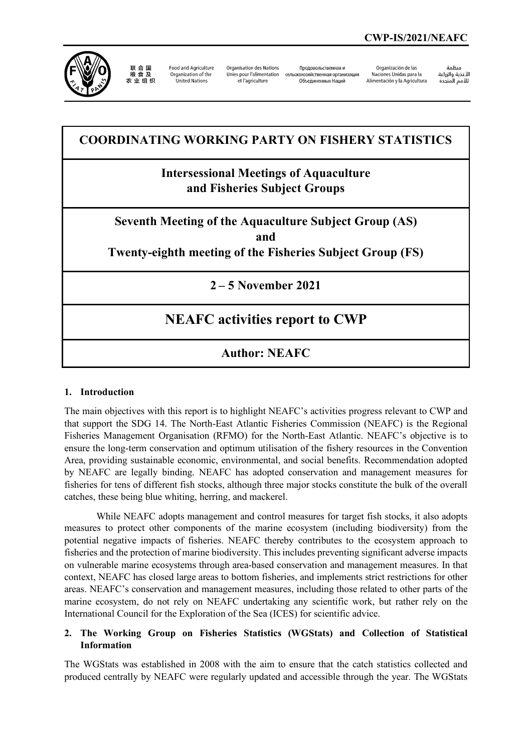CWP-IS/2021/NEAFC

联合国粮食及农业组织 | Food and Agriculture Organization of the United Nations | Organisation des Nations Unies pour l'alimentation et l'agriculture | Продовольственная и сельскохозяйственная организация Объединенных Наций | Organización de las Naciones Unidas para la Alimentación y la Agricultura | منظمة الأغذية والزراعة للأمم المتحدة

# COORDINATING WORKING PARTY ON FISHERY STATISTICS

## Intersessional Meetings of Aquaculture and Fisheries Subject Groups

## Seventh Meeting of the Aquaculture Subject Group (AS) and Twenty-eighth meeting of the Fisheries Subject Group (FS)

## 2 – 5 November 2021

# NEAFC activities report to CWP

## Author: NEAFC

### 1. Introduction

The main objectives with this report is to highlight NEAFC's activities progress relevant to CWP and that support the SDG 14. The North-East Atlantic Fisheries Commission (NEAFC) is the Regional Fisheries Management Organisation (RFMO) for the North-East Atlantic. NEAFC's objective is to ensure the long-term conservation and optimum utilisation of the fishery resources in the Convention Area, providing sustainable economic, environmental, and social benefits. Recommendation adopted by NEAFC are legally binding. NEAFC has adopted conservation and management measures for fisheries for tens of different fish stocks, although three major stocks constitute the bulk of the overall catches, these being blue whiting, herring, and mackerel.

While NEAFC adopts management and control measures for target fish stocks, it also adopts measures to protect other components of the marine ecosystem (including biodiversity) from the potential negative impacts of fisheries. NEAFC thereby contributes to the ecosystem approach to fisheries and the protection of marine biodiversity. This includes preventing significant adverse impacts on vulnerable marine ecosystems through area-based conservation and management measures. In that context, NEAFC has closed large areas to bottom fisheries, and implements strict restrictions for other areas. NEAFC's conservation and management measures, including those related to other parts of the marine ecosystem, do not rely on NEAFC undertaking any scientific work, but rather rely on the International Council for the Exploration of the Sea (ICES) for scientific advice.

### 2. The Working Group on Fisheries Statistics (WGStats) and Collection of Statistical Information

The WGStats was established in 2008 with the aim to ensure that the catch statistics collected and produced centrally by NEAFC were regularly updated and accessible through the year. The WGStats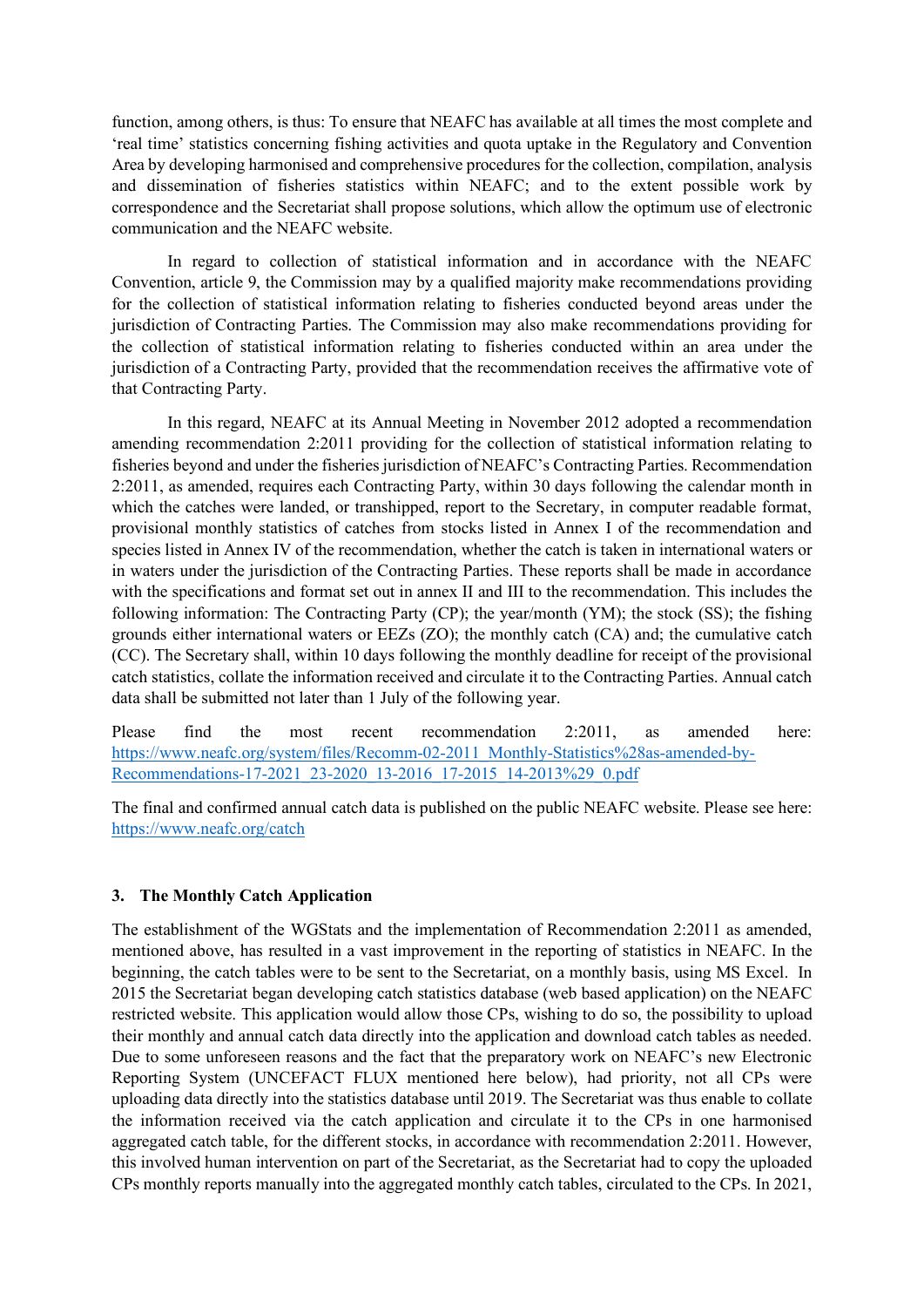function, among others, is thus: To ensure that NEAFC has available at all times the most complete and 'real time' statistics concerning fishing activities and quota uptake in the Regulatory and Convention Area by developing harmonised and comprehensive procedures for the collection, compilation, analysis and dissemination of fisheries statistics within NEAFC; and to the extent possible work by correspondence and the Secretariat shall propose solutions, which allow the optimum use of electronic communication and the NEAFC website.

In regard to collection of statistical information and in accordance with the NEAFC Convention, article 9, the Commission may by a qualified majority make recommendations providing for the collection of statistical information relating to fisheries conducted beyond areas under the jurisdiction of Contracting Parties. The Commission may also make recommendations providing for the collection of statistical information relating to fisheries conducted within an area under the jurisdiction of a Contracting Party, provided that the recommendation receives the affirmative vote of that Contracting Party.

In this regard, NEAFC at its Annual Meeting in November 2012 adopted a recommendation amending recommendation 2:2011 providing for the collection of statistical information relating to fisheries beyond and under the fisheries jurisdiction of NEAFC's Contracting Parties. Recommendation 2:2011, as amended, requires each Contracting Party, within 30 days following the calendar month in which the catches were landed, or transhipped, report to the Secretary, in computer readable format, provisional monthly statistics of catches from stocks listed in Annex I of the recommendation and species listed in Annex IV of the recommendation, whether the catch is taken in international waters or in waters under the jurisdiction of the Contracting Parties. These reports shall be made in accordance with the specifications and format set out in annex II and III to the recommendation. This includes the following information: The Contracting Party (CP); the year/month (YM); the stock (SS); the fishing grounds either international waters or EEZs (ZO); the monthly catch (CA) and; the cumulative catch (CC). The Secretary shall, within 10 days following the monthly deadline for receipt of the provisional catch statistics, collate the information received and circulate it to the Contracting Parties. Annual catch data shall be submitted not later than 1 July of the following year.

Please find the most recent recommendation 2:2011, as amended here: [https://www.neafc.org/system/files/Recomm-02-2011_Monthly-Statistics%28as-amended-by-Recommendations-17-2021_23-2020_13-2016_17-2015_14-2013%29_0.pdf](https://www.neafc.org/system/files/Recomm-02-2011_Monthly-Statistics%28as-amended-by-Recommendations-17-2021_23-2020_13-2016_17-2015_14-2013%29_0.pdf)

The final and confirmed annual catch data is published on the public NEAFC website. Please see here: [https://www.neafc.org/catch](https://www.neafc.org/catch)

## 3. The Monthly Catch Application

The establishment of the WGStats and the implementation of Recommendation 2:2011 as amended, mentioned above, has resulted in a vast improvement in the reporting of statistics in NEAFC. In the beginning, the catch tables were to be sent to the Secretariat, on a monthly basis, using MS Excel. In 2015 the Secretariat began developing catch statistics database (web based application) on the NEAFC restricted website. This application would allow those CPs, wishing to do so, the possibility to upload their monthly and annual catch data directly into the application and download catch tables as needed. Due to some unforeseen reasons and the fact that the preparatory work on NEAFC's new Electronic Reporting System (UNCEFACT FLUX mentioned here below), had priority, not all CPs were uploading data directly into the statistics database until 2019. The Secretariat was thus enable to collate the information received via the catch application and circulate it to the CPs in one harmonised aggregated catch table, for the different stocks, in accordance with recommendation 2:2011. However, this involved human intervention on part of the Secretariat, as the Secretariat had to copy the uploaded CPs monthly reports manually into the aggregated monthly catch tables, circulated to the CPs. In 2021,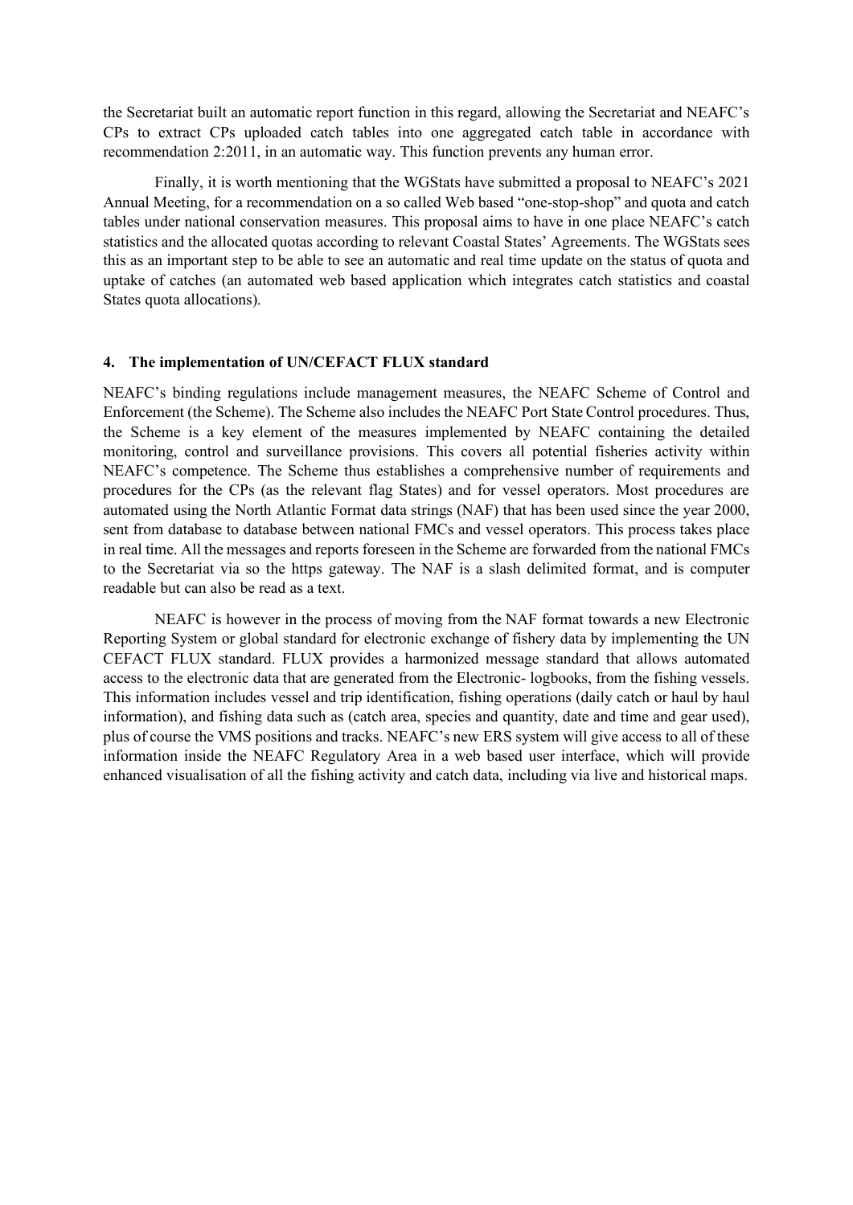the Secretariat built an automatic report function in this regard, allowing the Secretariat and NEAFC's CPs to extract CPs uploaded catch tables into one aggregated catch table in accordance with recommendation 2:2011, in an automatic way. This function prevents any human error.

Finally, it is worth mentioning that the WGStats have submitted a proposal to NEAFC's 2021 Annual Meeting, for a recommendation on a so called Web based "one-stop-shop" and quota and catch tables under national conservation measures. This proposal aims to have in one place NEAFC's catch statistics and the allocated quotas according to relevant Coastal States' Agreements. The WGStats sees this as an important step to be able to see an automatic and real time update on the status of quota and uptake of catches (an automated web based application which integrates catch statistics and coastal States quota allocations).

## 4. The implementation of UN/CEFACT FLUX standard

NEAFC's binding regulations include management measures, the NEAFC Scheme of Control and Enforcement (the Scheme). The Scheme also includes the NEAFC Port State Control procedures. Thus, the Scheme is a key element of the measures implemented by NEAFC containing the detailed monitoring, control and surveillance provisions. This covers all potential fisheries activity within NEAFC's competence. The Scheme thus establishes a comprehensive number of requirements and procedures for the CPs (as the relevant flag States) and for vessel operators. Most procedures are automated using the North Atlantic Format data strings (NAF) that has been used since the year 2000, sent from database to database between national FMCs and vessel operators. This process takes place in real time. All the messages and reports foreseen in the Scheme are forwarded from the national FMCs to the Secretariat via so the https gateway. The NAF is a slash delimited format, and is computer readable but can also be read as a text.

NEAFC is however in the process of moving from the NAF format towards a new Electronic Reporting System or global standard for electronic exchange of fishery data by implementing the UN CEFACT FLUX standard. FLUX provides a harmonized message standard that allows automated access to the electronic data that are generated from the Electronic- logbooks, from the fishing vessels. This information includes vessel and trip identification, fishing operations (daily catch or haul by haul information), and fishing data such as (catch area, species and quantity, date and time and gear used), plus of course the VMS positions and tracks. NEAFC's new ERS system will give access to all of these information inside the NEAFC Regulatory Area in a web based user interface, which will provide enhanced visualisation of all the fishing activity and catch data, including via live and historical maps.